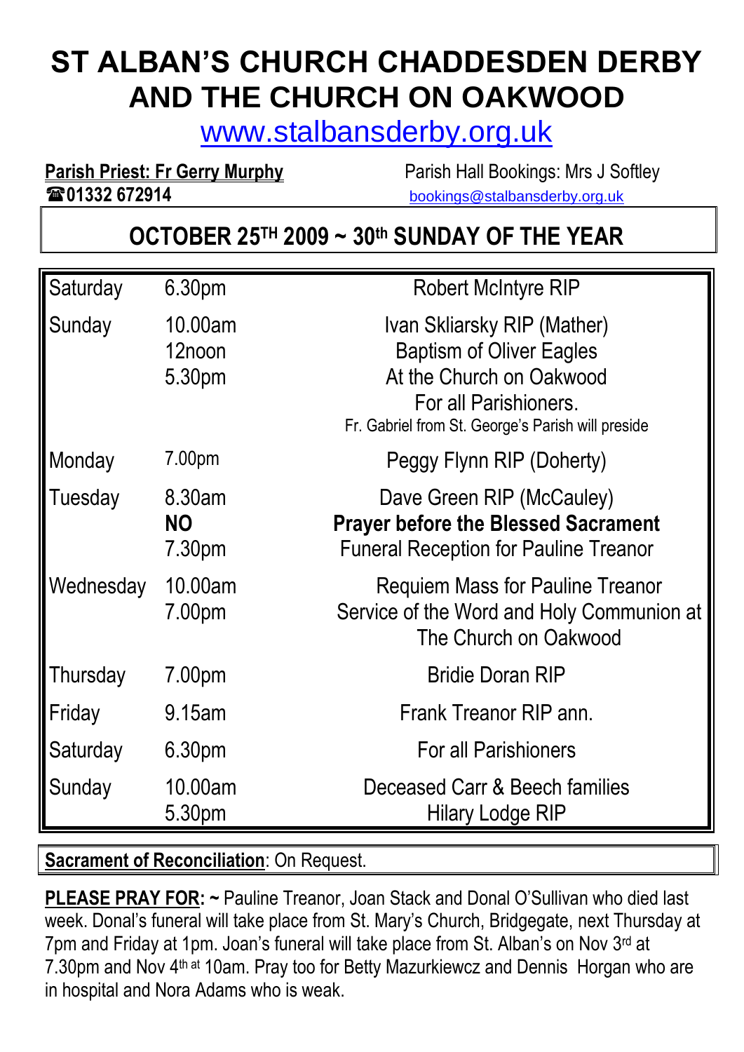# ST ALBAN'S CHURCH CHADDESDEN DERBY AND THE CHURCH ON OAKWOOD

www.stalbansderby.org.uk

**Parish Priest: Fr Gerry Murphy**
☎01332 672914

Parish Hall Bookings: Mrs J Softley
bookings@stalbansderby.org.uk

## OCTOBER 25TH 2009 ~ 30th SUNDAY OF THE YEAR

| Day | Time | Intention |
|---|---|---|
| Saturday | 6.30pm | Robert McIntyre RIP |
| Sunday | 10.00am<br>12noon<br>5.30pm | Ivan Skliarsky RIP (Mather)<br>Baptism of Oliver Eagles<br>At the Church on Oakwood<br>For all Parishioners.<br>Fr. Gabriel from St. George's Parish will preside |
| Monday | 7.00pm | Peggy Flynn RIP (Doherty) |
| Tuesday | 8.30am<br>**NO**<br>7.30pm | Dave Green RIP (McCauley)<br>**Prayer before the Blessed Sacrament**<br>Funeral Reception for Pauline Treanor |
| Wednesday | 10.00am<br>7.00pm | Requiem Mass for Pauline Treanor<br>Service of the Word and Holy Communion at The Church on Oakwood |
| Thursday | 7.00pm | Bridie Doran RIP |
| Friday | 9.15am | Frank Treanor RIP ann. |
| Saturday | 6.30pm | For all Parishioners |
| Sunday | 10.00am<br>5.30pm | Deceased Carr & Beech families<br>Hilary Lodge RIP |

**Sacrament of Reconciliation**: On Request.

**PLEASE PRAY FOR: ~** Pauline Treanor, Joan Stack and Donal O'Sullivan who died last week. Donal's funeral will take place from St. Mary's Church, Bridgegate, next Thursday at 7pm and Friday at 1pm. Joan's funeral will take place from St. Alban's on Nov 3rd at 7.30pm and Nov 4th at 10am. Pray too for Betty Mazurkiewcz and Dennis Horgan who are in hospital and Nora Adams who is weak.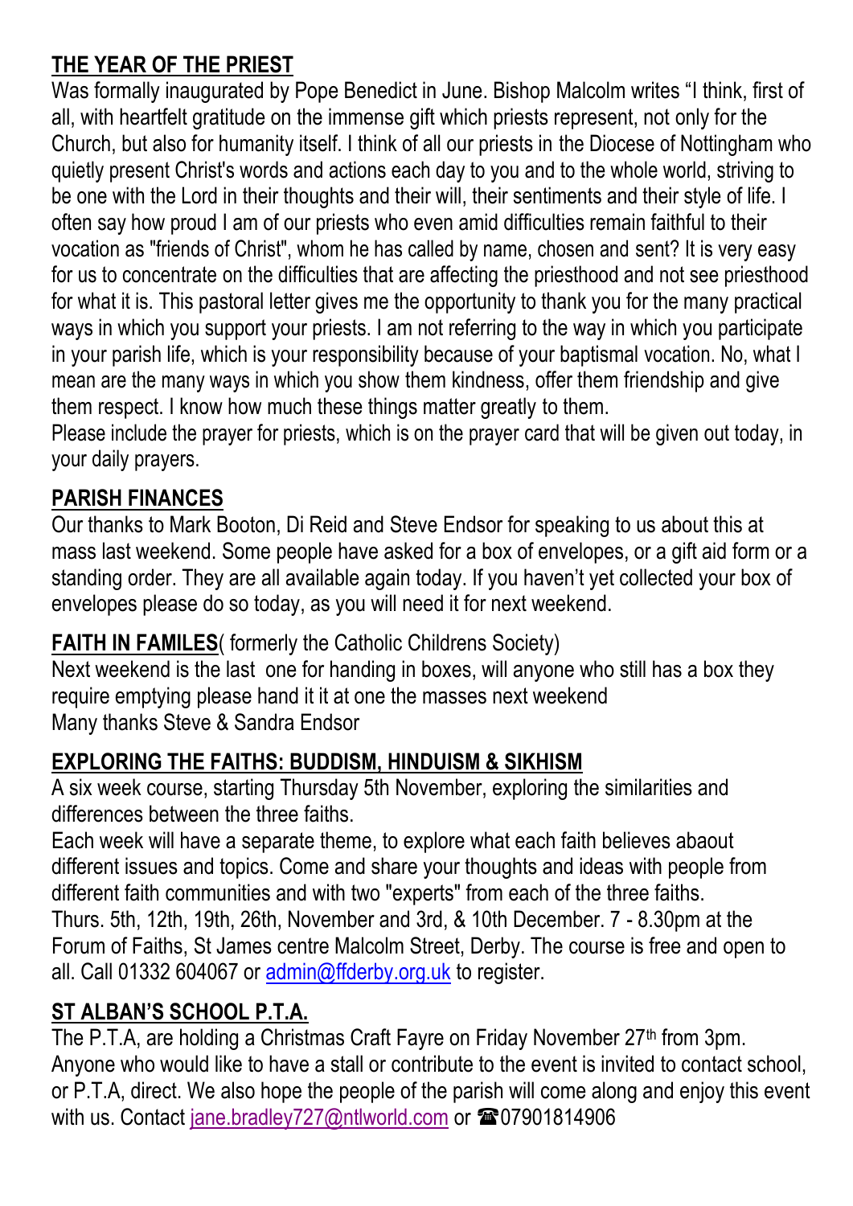## THE YEAR OF THE PRIEST

Was formally inaugurated by Pope Benedict in June. Bishop Malcolm writes "I think, first of all, with heartfelt gratitude on the immense gift which priests represent, not only for the Church, but also for humanity itself. I think of all our priests in the Diocese of Nottingham who quietly present Christ's words and actions each day to you and to the whole world, striving to be one with the Lord in their thoughts and their will, their sentiments and their style of life. I often say how proud I am of our priests who even amid difficulties remain faithful to their vocation as "friends of Christ", whom he has called by name, chosen and sent? It is very easy for us to concentrate on the difficulties that are affecting the priesthood and not see priesthood for what it is. This pastoral letter gives me the opportunity to thank you for the many practical ways in which you support your priests. I am not referring to the way in which you participate in your parish life, which is your responsibility because of your baptismal vocation. No, what I mean are the many ways in which you show them kindness, offer them friendship and give them respect. I know how much these things matter greatly to them.

Please include the prayer for priests, which is on the prayer card that will be given out today, in your daily prayers.

## PARISH FINANCES

Our thanks to Mark Booton, Di Reid and Steve Endsor for speaking to us about this at mass last weekend. Some people have asked for a box of envelopes, or a gift aid form or a standing order. They are all available again today. If you haven't yet collected your box of envelopes please do so today, as you will need it for next weekend.

## FAITH IN FAMILES( formerly the Catholic Childrens Society)

Next weekend is the last one for handing in boxes, will anyone who still has a box they require emptying please hand it it at one the masses next weekend

Many thanks Steve & Sandra Endsor

## EXPLORING THE FAITHS: BUDDISM, HINDUISM & SIKHISM

A six week course, starting Thursday 5th November, exploring the similarities and differences between the three faiths.

Each week will have a separate theme, to explore what each faith believes abaout different issues and topics. Come and share your thoughts and ideas with people from different faith communities and with two "experts" from each of the three faiths.

Thurs. 5th, 12th, 19th, 26th, November and 3rd, & 10th December. 7 - 8.30pm at the Forum of Faiths, St James centre Malcolm Street, Derby. The course is free and open to all. Call 01332 604067 or admin@ffderby.org.uk to register.

## ST ALBAN'S SCHOOL P.T.A.

The P.T.A, are holding a Christmas Craft Fayre on Friday November 27th from 3pm. Anyone who would like to have a stall or contribute to the event is invited to contact school, or P.T.A, direct. We also hope the people of the parish will come along and enjoy this event with us. Contact jane.bradley727@ntlworld.com or ☎07901814906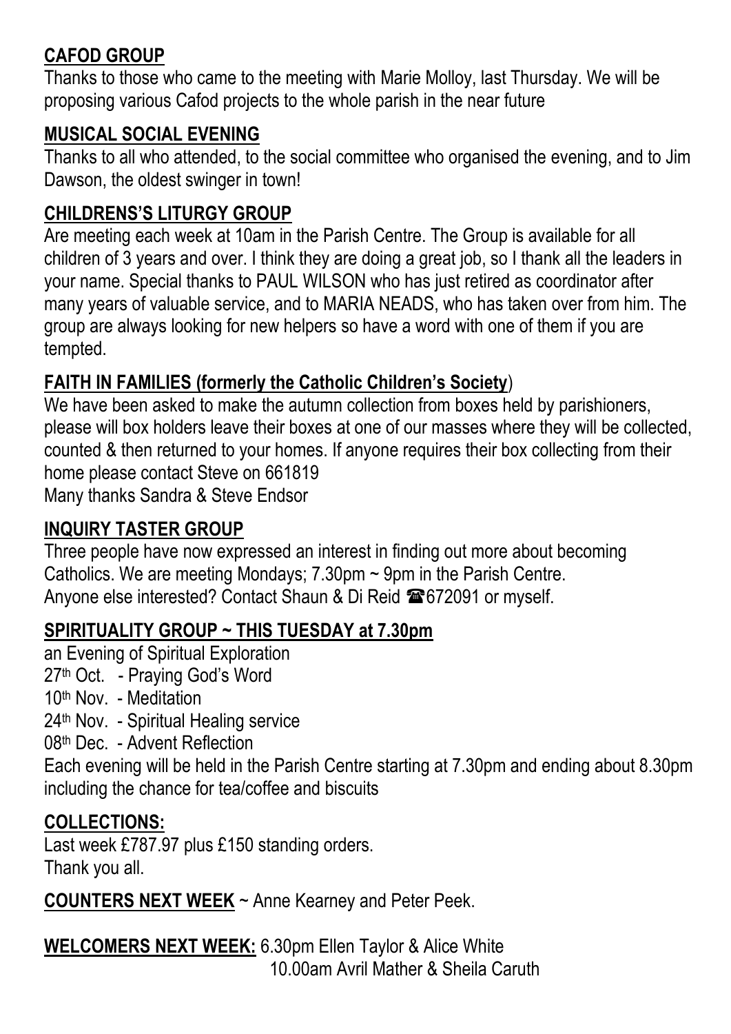## **CAFOD GROUP**

Thanks to those who came to the meeting with Marie Molloy, last Thursday. We will be proposing various Cafod projects to the whole parish in the near future

## **MUSICAL SOCIAL EVENING**

Thanks to all who attended, to the social committee who organised the evening, and to Jim Dawson, the oldest swinger in town!

## **CHILDRENS'S LITURGY GROUP**

Are meeting each week at 10am in the Parish Centre. The Group is available for all children of 3 years and over. I think they are doing a great job, so I thank all the leaders in your name. Special thanks to PAUL WILSON who has just retired as coordinator after many years of valuable service, and to MARIA NEADS, who has taken over from him. The group are always looking for new helpers so have a word with one of them if you are tempted.

## **FAITH IN FAMILIES (formerly the Catholic Children's Society)**

We have been asked to make the autumn collection from boxes held by parishioners, please will box holders leave their boxes at one of our masses where they will be collected, counted & then returned to your homes. If anyone requires their box collecting from their home please contact Steve on 661819
Many thanks Sandra & Steve Endsor

## **INQUIRY TASTER GROUP**

Three people have now expressed an interest in finding out more about becoming Catholics. We are meeting Mondays; 7.30pm ~ 9pm in the Parish Centre.
Anyone else interested? Contact Shaun & Di Reid ☎672091 or myself.

## **SPIRITUALITY GROUP ~ THIS TUESDAY at 7.30pm**

an Evening of Spiritual Exploration
27th Oct. - Praying God's Word
10th Nov. - Meditation
24th Nov. - Spiritual Healing service
08th Dec. - Advent Reflection
Each evening will be held in the Parish Centre starting at 7.30pm and ending about 8.30pm including the chance for tea/coffee and biscuits

## **COLLECTIONS:**

Last week £787.97 plus £150 standing orders.
Thank you all.

**COUNTERS NEXT WEEK** ~ Anne Kearney and Peter Peek.

**WELCOMERS NEXT WEEK:** 6.30pm Ellen Taylor & Alice White
10.00am Avril Mather & Sheila Caruth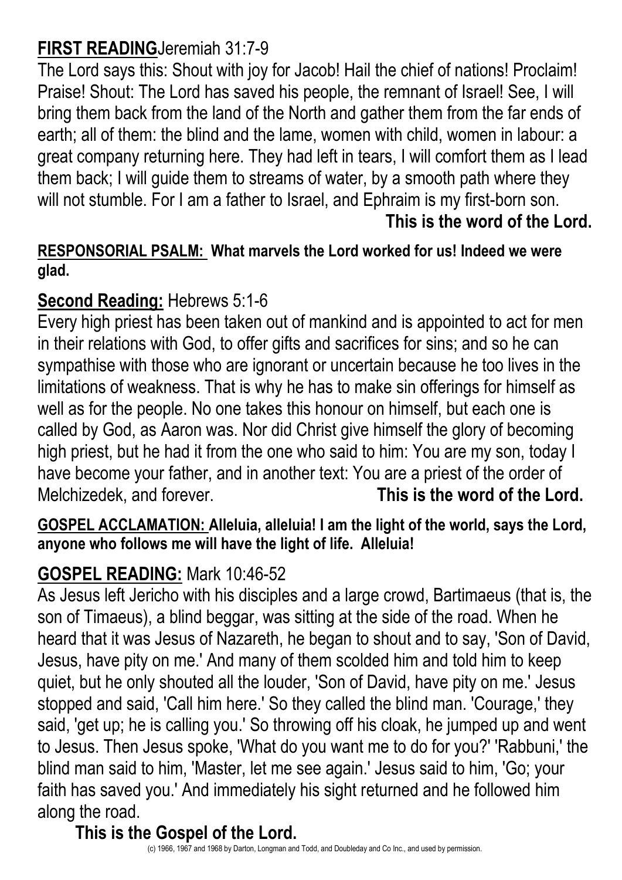**FIRST READING** Jeremiah 31:7-9

The Lord says this: Shout with joy for Jacob! Hail the chief of nations! Proclaim! Praise! Shout: The Lord has saved his people, the remnant of Israel! See, I will bring them back from the land of the North and gather them from the far ends of earth; all of them: the blind and the lame, women with child, women in labour: a great company returning here. They had left in tears, I will comfort them as I lead them back; I will guide them to streams of water, by a smooth path where they will not stumble. For I am a father to Israel, and Ephraim is my first-born son.

**This is the word of the Lord.**

**RESPONSORIAL PSALM: What marvels the Lord worked for us! Indeed we were glad.**

**Second Reading:** Hebrews 5:1-6

Every high priest has been taken out of mankind and is appointed to act for men in their relations with God, to offer gifts and sacrifices for sins; and so he can sympathise with those who are ignorant or uncertain because he too lives in the limitations of weakness. That is why he has to make sin offerings for himself as well as for the people. No one takes this honour on himself, but each one is called by God, as Aaron was. Nor did Christ give himself the glory of becoming high priest, but he had it from the one who said to him: You are my son, today I have become your father, and in another text: You are a priest of the order of Melchizedek, and forever. **This is the word of the Lord.**

**GOSPEL ACCLAMATION: Alleluia, alleluia! I am the light of the world, says the Lord, anyone who follows me will have the light of life. Alleluia!**

**GOSPEL READING:** Mark 10:46-52

As Jesus left Jericho with his disciples and a large crowd, Bartimaeus (that is, the son of Timaeus), a blind beggar, was sitting at the side of the road. When he heard that it was Jesus of Nazareth, he began to shout and to say, 'Son of David, Jesus, have pity on me.' And many of them scolded him and told him to keep quiet, but he only shouted all the louder, 'Son of David, have pity on me.' Jesus stopped and said, 'Call him here.' So they called the blind man. 'Courage,' they said, 'get up; he is calling you.' So throwing off his cloak, he jumped up and went to Jesus. Then Jesus spoke, 'What do you want me to do for you?' 'Rabbuni,' the blind man said to him, 'Master, let me see again.' Jesus said to him, 'Go; your faith has saved you.' And immediately his sight returned and he followed him along the road.

**This is the Gospel of the Lord.**

(c) 1966, 1967 and 1968 by Darton, Longman and Todd, and Doubleday and Co Inc., and used by permission.